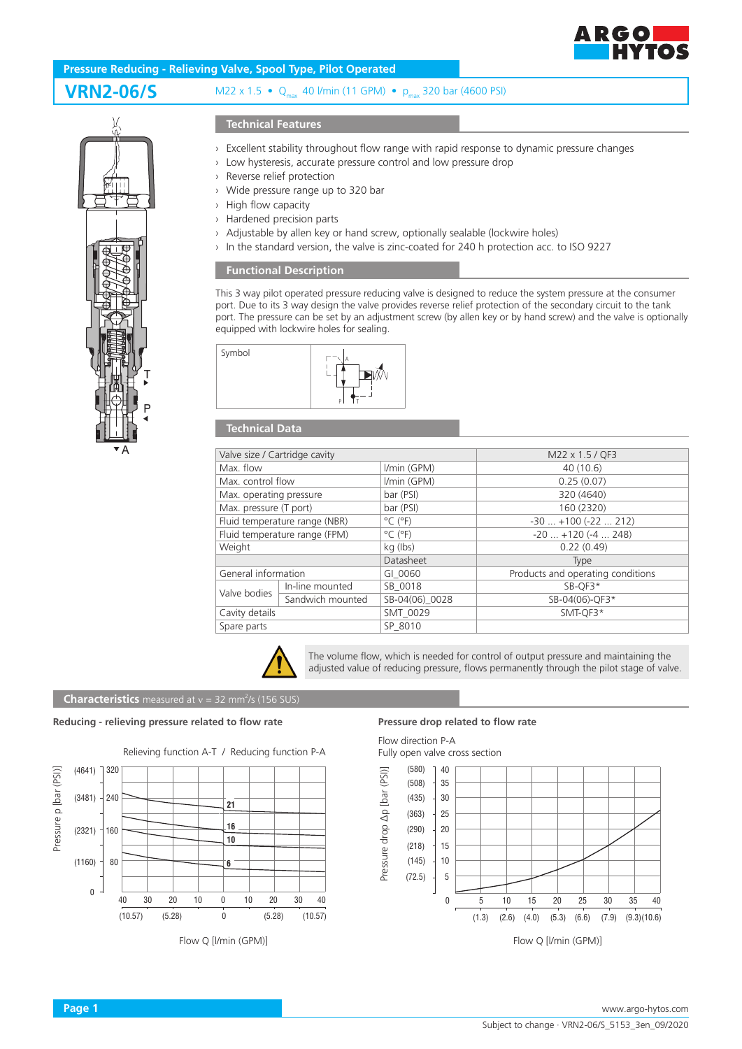**Pressure Reducing - Relieving Valve, Spool Type, Pilot Operated**

# VRN2-06/S

M22 x 1.5 • $Q_{max}$ 40 l/min (11 GPM) • $p_{max}$ 320 bar (4600 PSI)

## Technical Features

- Excellent stability throughout flow range with rapid response to dynamic pressure changes
- Low hysteresis, accurate pressure control and low pressure drop
- Reverse relief protection
- Wide pressure range up to 320 bar
- High flow capacity
- Hardened precision parts
- Adjustable by allen key or hand screw, optionally sealable (lockwire holes)
- In the standard version, the valve is zinc-coated for 240 h protection acc. to ISO 9227

## Functional Description

This 3 way pilot operated pressure reducing valve is designed to reduce the system pressure at the consumer port. Due to its 3 way design the valve provides reverse relief protection of the secondary circuit to the tank port. The pressure can be set by an adjustment screw (by allen key or by hand screw) and the valve is optionally equipped with lockwire holes for sealing.

Symbol

## Technical Data

| Valve size / Cartridge cavity | | | M22 x 1.5 / QF3 |
|---|---|---|---|
| Max. flow | | l/min (GPM) | 40 (10.6) |
| Max. control flow | | l/min (GPM) | 0.25 (0.07) |
| Max. operating pressure | | bar (PSI) | 320 (4640) |
| Max. pressure (T port) | | bar (PSI) | 160 (2320) |
| Fluid temperature range (NBR) | | °C (°F) | -30 ... +100 (-22 ... 212) |
| Fluid temperature range (FPM) | | °C (°F) | -20 ... +120 (-4 ... 248) |
| Weight | | kg (lbs) | 0.22 (0.49) |
| | | Datasheet | Type |
| General information | | GI_0060 | Products and operating conditions |
| Valve bodies | In-line mounted | SB_0018 | SB-QF3* |
| | Sandwich mounted | SB-04(06)_0028 | SB-04(06)-QF3* |
| Cavity details | | SMT_0029 | SMT-QF3* |
| Spare parts | | SP_8010 | |

The volume flow, which is needed for control of output pressure and maintaining the adjusted value of reducing pressure, flows permanently through the pilot stage of valve.

## Characteristics measured at ν = 32 mm²/s (156 SUS)

### Reducing - relieving pressure related to flow rate

Relieving function A-T / Reducing function P-A

### Pressure drop related to flow rate

Flow direction P-A
Fully open valve cross section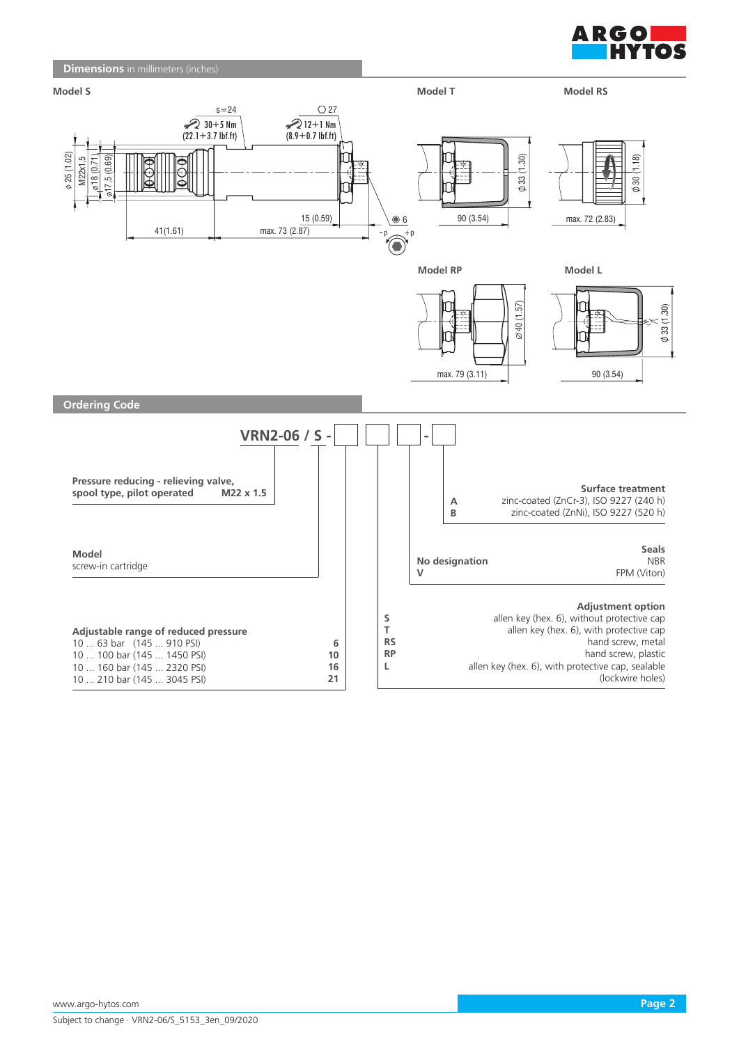## Dimensions in millimeters (inches)

**Model S**

s=24
30+5 Nm
(22.1+3.7 lbf.ft)
⎔ 27
12+1 Nm
(8.9+0.7 lbf.ft)
⌀ 26 (1.02)
M22x1.5
⌀18 (0.71)
⌀17.5 (0.69)
15 (0.59)
41(1.61)
max. 73 (2.87)
6
-p +p

**Model T**

⌀ 33 (1.30)
90 (3.54)

**Model RS**

⌀ 30 (1.18)
max. 72 (2.83)

**Model RP**

⌀ 40 (1.57)
max. 79 (3.11)

**Model L**

⌀ 33 (1.30)
90 (3.54)

## Ordering Code

**VRN2-06 / S - ☐ ☐ ☐ - ☐**

**Pressure reducing - relieving valve, spool type, pilot operated** — **M22 x 1.5**

**Model**
screw-in cartridge

**Adjustable range of reduced pressure**

| | |
|---|---|
| 10 ... 63 bar (145 ... 910 PSI) | **6** |
| 10 ... 100 bar (145 ... 1450 PSI) | **10** |
| 10 ... 160 bar (145 ... 2320 PSI) | **16** |
| 10 ... 210 bar (145 ... 3045 PSI) | **21** |

**Adjustment option**

| | |
|---|---|
| **S** | allen key (hex. 6), without protective cap |
| **T** | allen key (hex. 6), with protective cap |
| **RS** | hand screw, metal |
| **RP** | hand screw, plastic |
| **L** | allen key (hex. 6), with protective cap, sealable (lockwire holes) |

**Seals**

| | |
|---|---|
| **No designation** | NBR |
| **V** | FPM (Viton) |

**Surface treatment**

| | |
|---|---|
| **A** | zinc-coated (ZnCr-3), ISO 9227 (240 h) |
| **B** | zinc-coated (ZnNi), ISO 9227 (520 h) |

www.argo-hytos.com
Subject to change · VRN2-06/S_5153_3en_09/2020